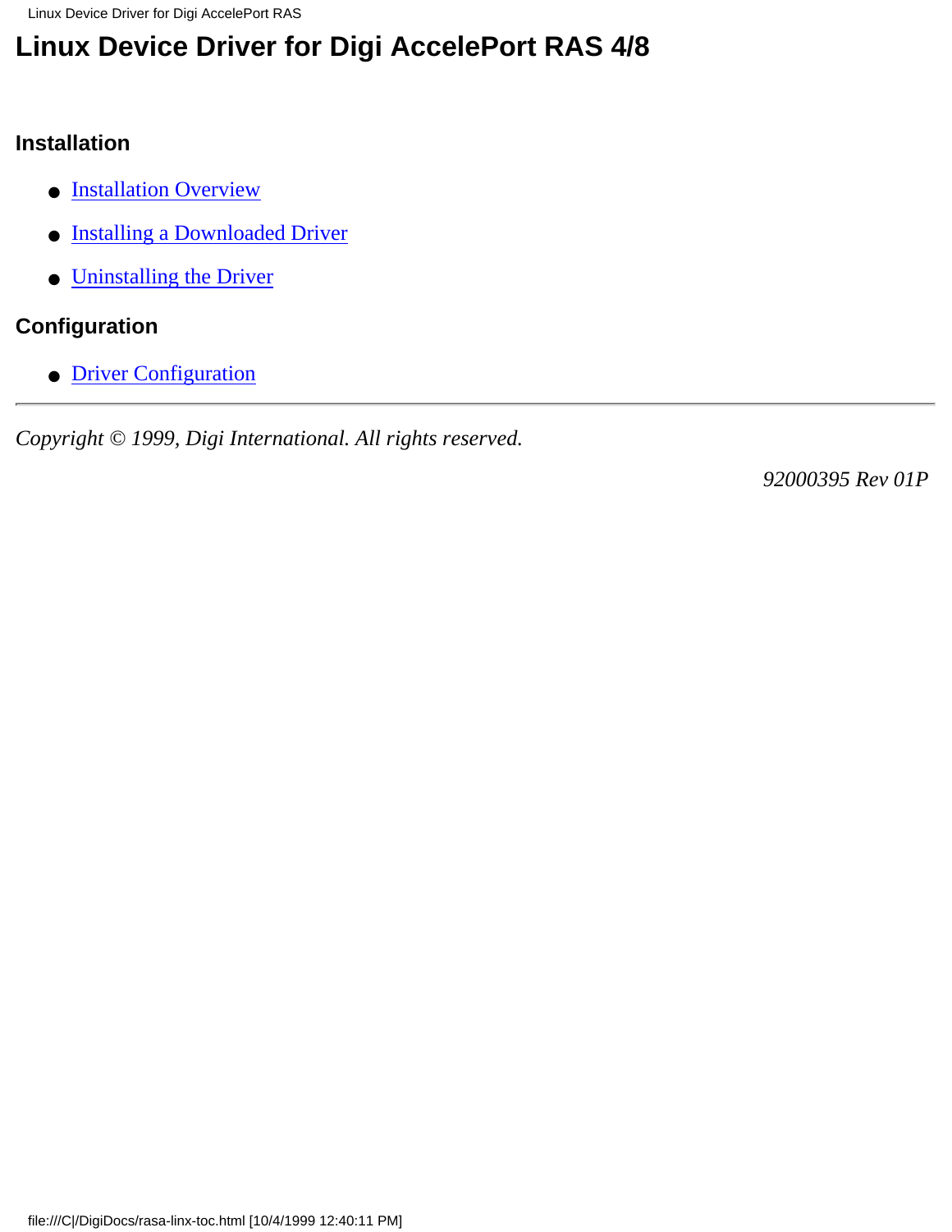# Linux Device Driver for Digi AccelePort RAS 4/8

## Installation

- Installation Overview
- Installing a Downloaded Driver
- Uninstalling the Driver

## Configuration

- Driver Configuration

---

*Copyright © 1999, Digi International. All rights reserved.*

*92000395 Rev 01P*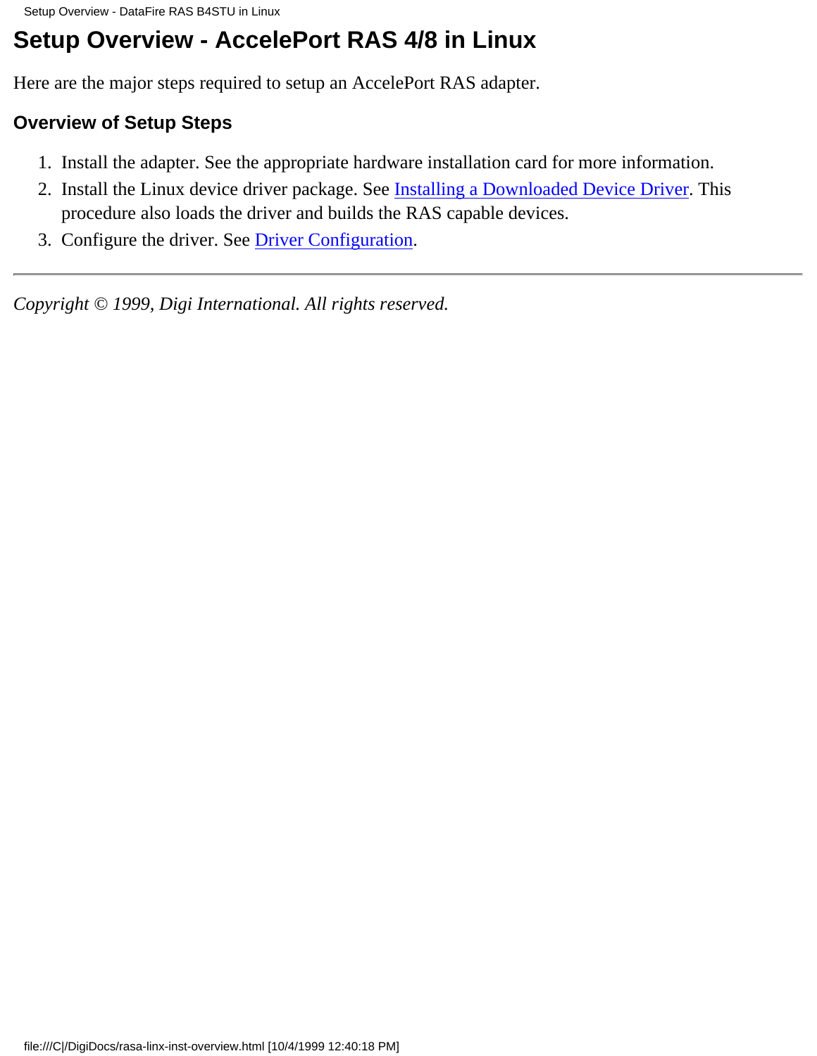# Setup Overview - AccelePort RAS 4/8 in Linux

Here are the major steps required to setup an AccelePort RAS adapter.

### Overview of Setup Steps

1. Install the adapter. See the appropriate hardware installation card for more information.
2. Install the Linux device driver package. See Installing a Downloaded Device Driver. This procedure also loads the driver and builds the RAS capable devices.
3. Configure the driver. See Driver Configuration.

---

*Copyright © 1999, Digi International. All rights reserved.*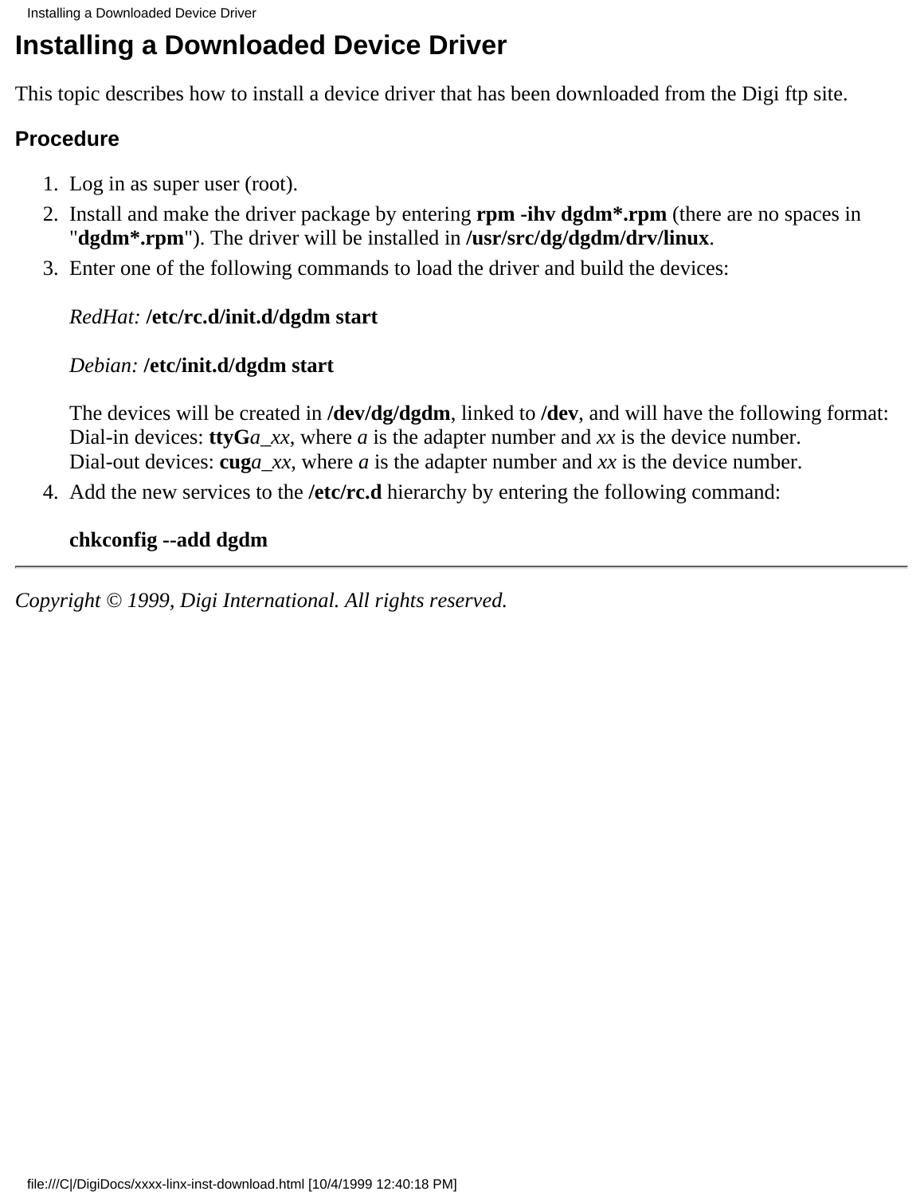# Installing a Downloaded Device Driver

This topic describes how to install a device driver that has been downloaded from the Digi ftp site.

### Procedure

1. Log in as super user (root).
2. Install and make the driver package by entering **rpm -ihv dgdm*.rpm** (there are no spaces in "**dgdm*.rpm**"). The driver will be installed in **/usr/src/dg/dgdm/drv/linux**.
3. Enter one of the following commands to load the driver and build the devices:

   *RedHat:* **/etc/rc.d/init.d/dgdm start**

   *Debian:* **/etc/init.d/dgdm start**

   The devices will be created in **/dev/dg/dgdm**, linked to **/dev**, and will have the following format:
   Dial-in devices: **ttyG***a_xx*, where *a* is the adapter number and *xx* is the device number.
   Dial-out devices: **cug***a_xx*, where *a* is the adapter number and *xx* is the device number.
4. Add the new services to the **/etc/rc.d** hierarchy by entering the following command:

   **chkconfig --add dgdm**

---

*Copyright © 1999, Digi International. All rights reserved.*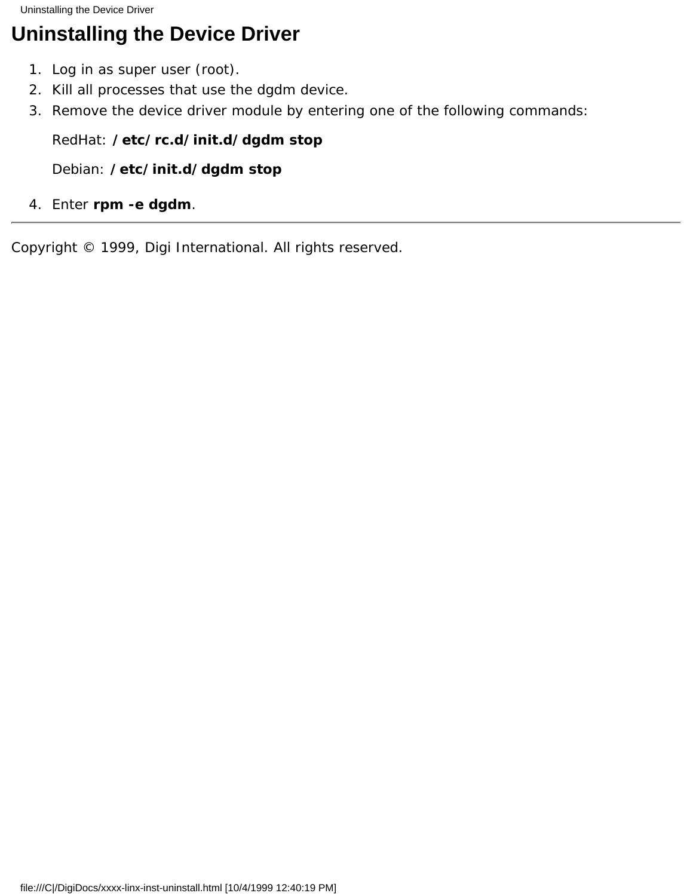# Uninstalling the Device Driver

1. Log in as super user (root).
2. Kill all processes that use the dgdm device.
3. Remove the device driver module by entering one of the following commands:

   RedHat: **/etc/rc.d/init.d/dgdm stop**

   Debian: **/etc/init.d/dgdm stop**

4. Enter **rpm -e dgdm**.

---

Copyright © 1999, Digi International. All rights reserved.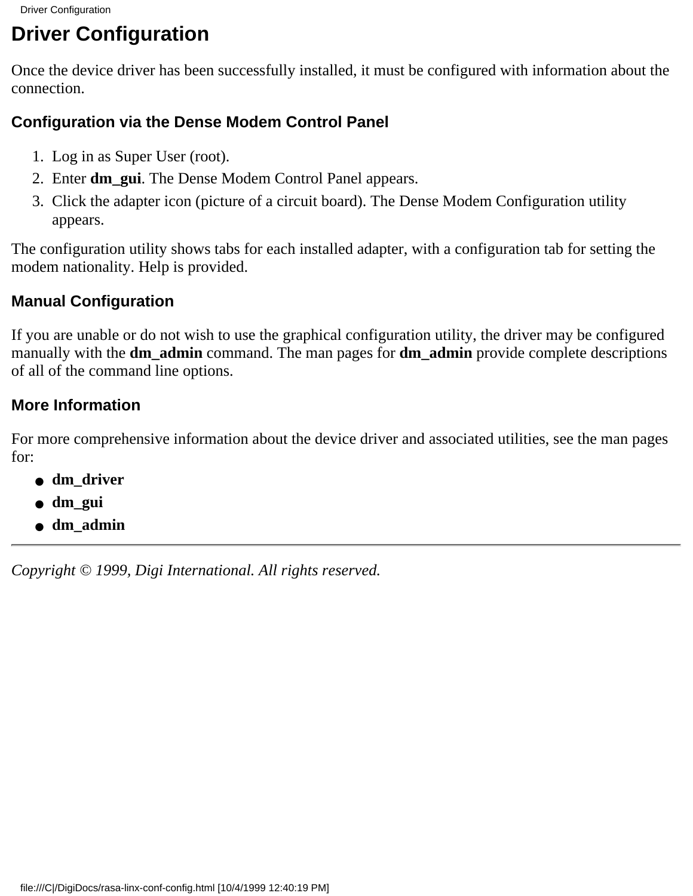# Driver Configuration

Once the device driver has been successfully installed, it must be configured with information about the connection.

## Configuration via the Dense Modem Control Panel

1. Log in as Super User (root).
2. Enter **dm_gui**. The Dense Modem Control Panel appears.
3. Click the adapter icon (picture of a circuit board). The Dense Modem Configuration utility appears.

The configuration utility shows tabs for each installed adapter, with a configuration tab for setting the modem nationality. Help is provided.

## Manual Configuration

If you are unable or do not wish to use the graphical configuration utility, the driver may be configured manually with the **dm_admin** command. The man pages for **dm_admin** provide complete descriptions of all of the command line options.

## More Information

For more comprehensive information about the device driver and associated utilities, see the man pages for:

- **dm_driver**
- **dm_gui**
- **dm_admin**

---

*Copyright © 1999, Digi International. All rights reserved.*